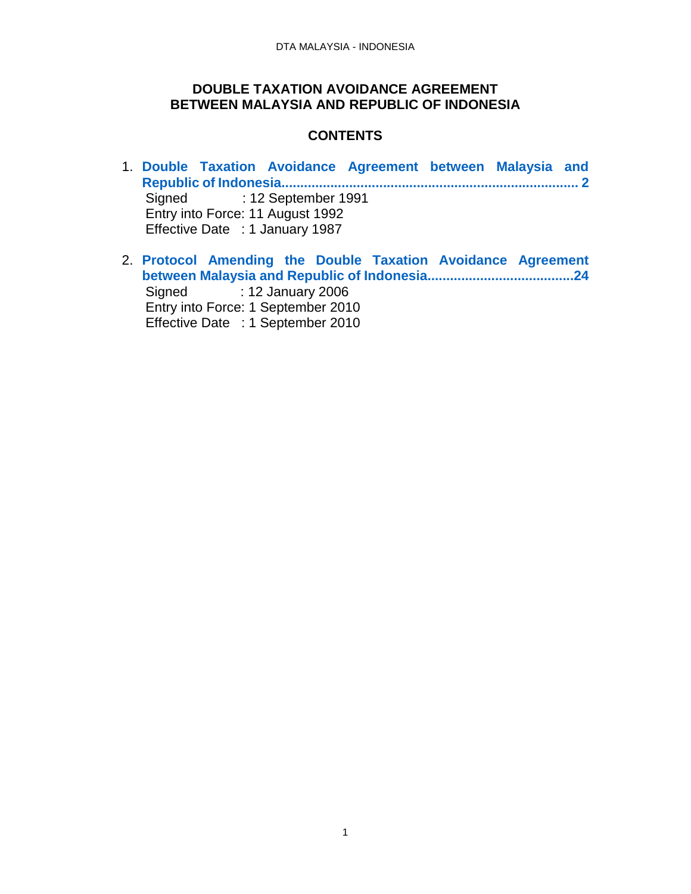# DOUBLE TAXATION AVOIDANCE AGREEMENT BETWEEN MALAYSIA AND REPUBLIC OF INDONESIA

## CONTENTS

1. **Double Taxation Avoidance Agreement between Malaysia and Republic of Indonesia............................................................................ 2**
   Signed : 12 September 1991
   Entry into Force: 11 August 1992
   Effective Date : 1 January 1987

2. **Protocol Amending the Double Taxation Avoidance Agreement between Malaysia and Republic of Indonesia......................................24**
   Signed : 12 January 2006
   Entry into Force: 1 September 2010
   Effective Date : 1 September 2010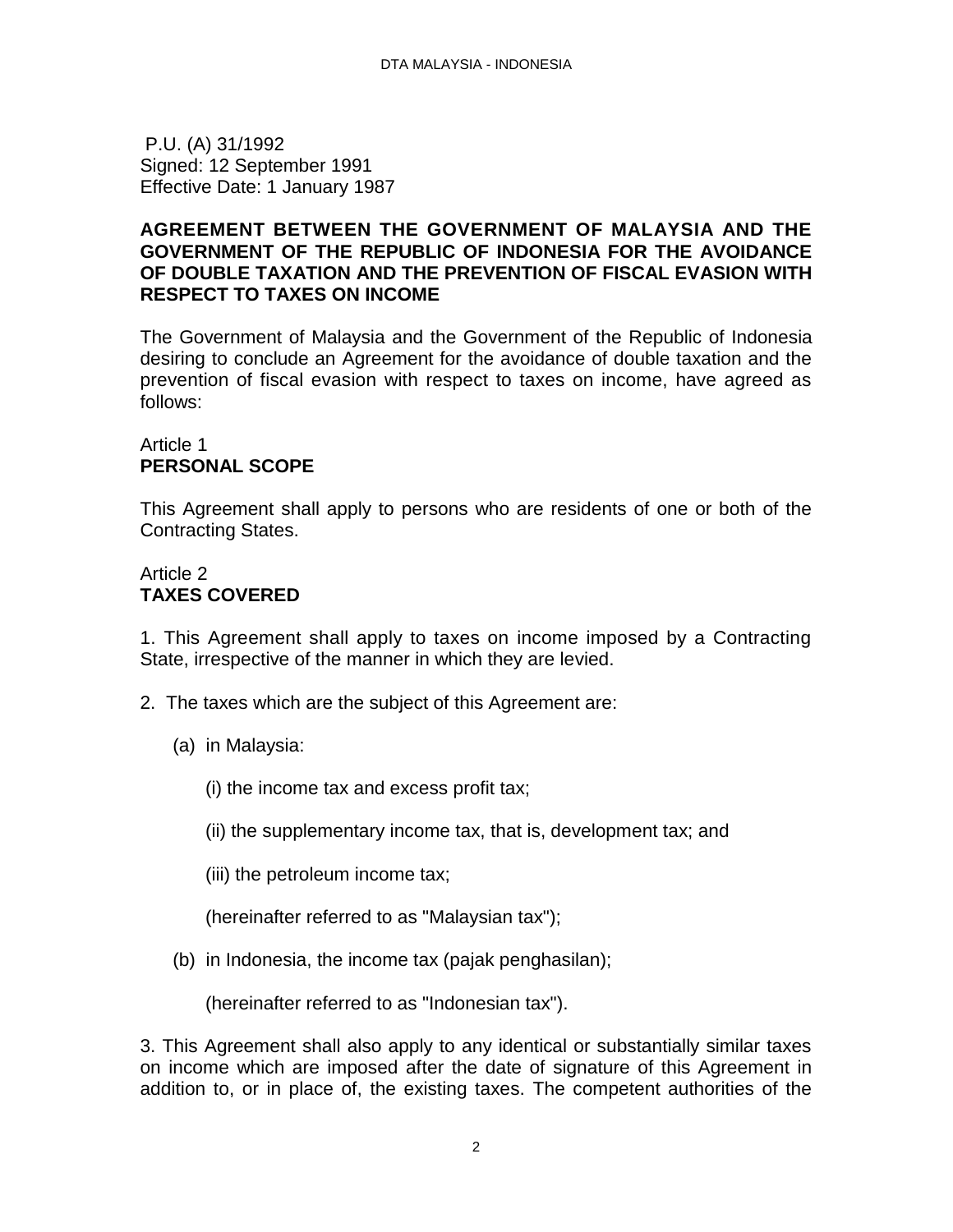P.U. (A) 31/1992
Signed: 12 September 1991
Effective Date: 1 January 1987

**AGREEMENT BETWEEN THE GOVERNMENT OF MALAYSIA AND THE GOVERNMENT OF THE REPUBLIC OF INDONESIA FOR THE AVOIDANCE OF DOUBLE TAXATION AND THE PREVENTION OF FISCAL EVASION WITH RESPECT TO TAXES ON INCOME**

The Government of Malaysia and the Government of the Republic of Indonesia desiring to conclude an Agreement for the avoidance of double taxation and the prevention of fiscal evasion with respect to taxes on income, have agreed as follows:

Article 1
**PERSONAL SCOPE**

This Agreement shall apply to persons who are residents of one or both of the Contracting States.

Article 2
**TAXES COVERED**

1. This Agreement shall apply to taxes on income imposed by a Contracting State, irrespective of the manner in which they are levied.

2. The taxes which are the subject of this Agreement are:

(a) in Malaysia:

(i) the income tax and excess profit tax;

(ii) the supplementary income tax, that is, development tax; and

(iii) the petroleum income tax;

(hereinafter referred to as "Malaysian tax");

(b) in Indonesia, the income tax (pajak penghasilan);

(hereinafter referred to as "Indonesian tax").

3. This Agreement shall also apply to any identical or substantially similar taxes on income which are imposed after the date of signature of this Agreement in addition to, or in place of, the existing taxes. The competent authorities of the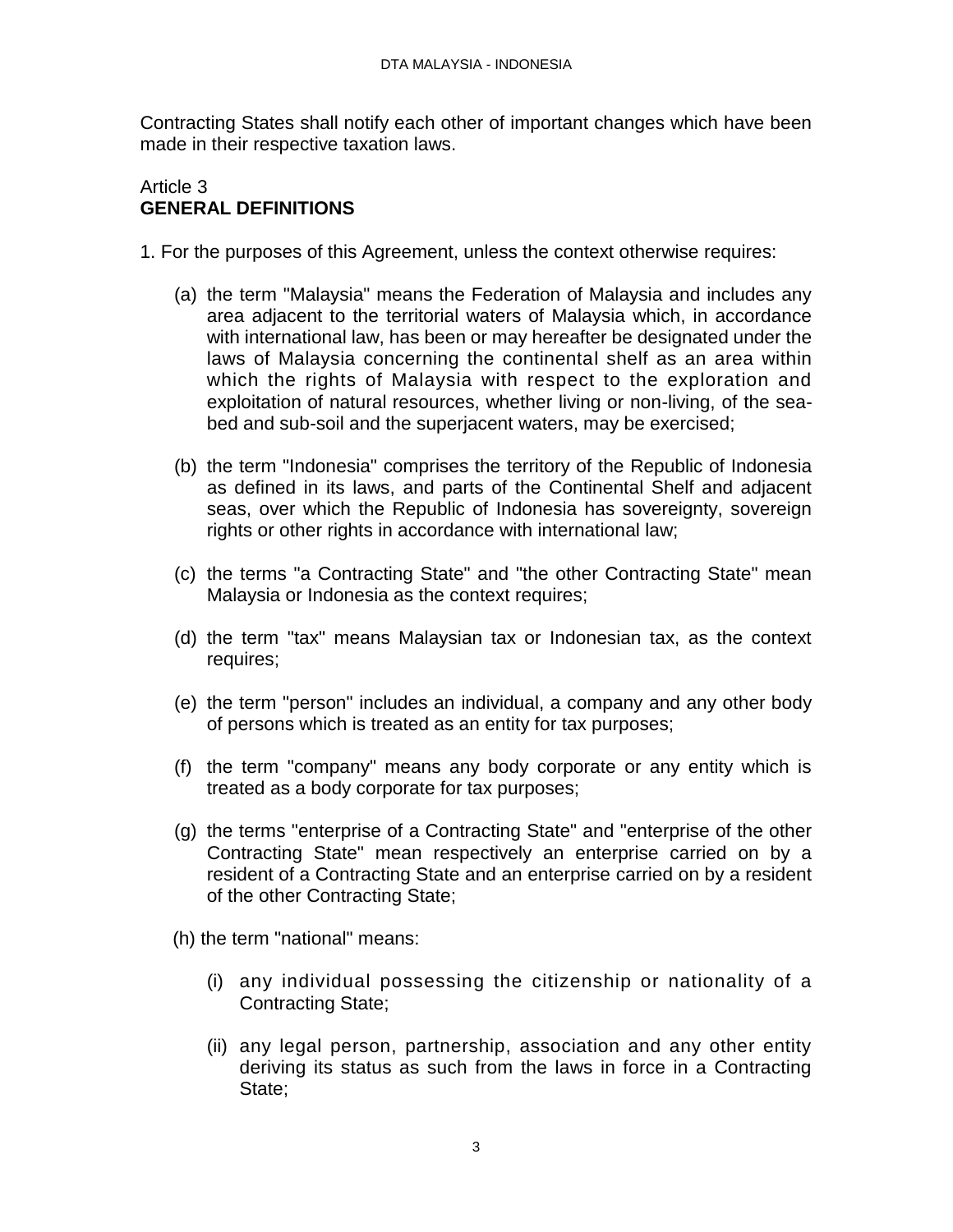Contracting States shall notify each other of important changes which have been made in their respective taxation laws.

## Article 3
## **GENERAL DEFINITIONS**

1. For the purposes of this Agreement, unless the context otherwise requires:

   (a) the term "Malaysia" means the Federation of Malaysia and includes any area adjacent to the territorial waters of Malaysia which, in accordance with international law, has been or may hereafter be designated under the laws of Malaysia concerning the continental shelf as an area within which the rights of Malaysia with respect to the exploration and exploitation of natural resources, whether living or non-living, of the sea-bed and sub-soil and the superjacent waters, may be exercised;

   (b) the term "Indonesia" comprises the territory of the Republic of Indonesia as defined in its laws, and parts of the Continental Shelf and adjacent seas, over which the Republic of Indonesia has sovereignty, sovereign rights or other rights in accordance with international law;

   (c) the terms "a Contracting State" and "the other Contracting State" mean Malaysia or Indonesia as the context requires;

   (d) the term "tax" means Malaysian tax or Indonesian tax, as the context requires;

   (e) the term "person" includes an individual, a company and any other body of persons which is treated as an entity for tax purposes;

   (f) the term "company" means any body corporate or any entity which is treated as a body corporate for tax purposes;

   (g) the terms "enterprise of a Contracting State" and "enterprise of the other Contracting State" mean respectively an enterprise carried on by a resident of a Contracting State and an enterprise carried on by a resident of the other Contracting State;

   (h) the term "national" means:

      (i) any individual possessing the citizenship or nationality of a Contracting State;

      (ii) any legal person, partnership, association and any other entity deriving its status as such from the laws in force in a Contracting State;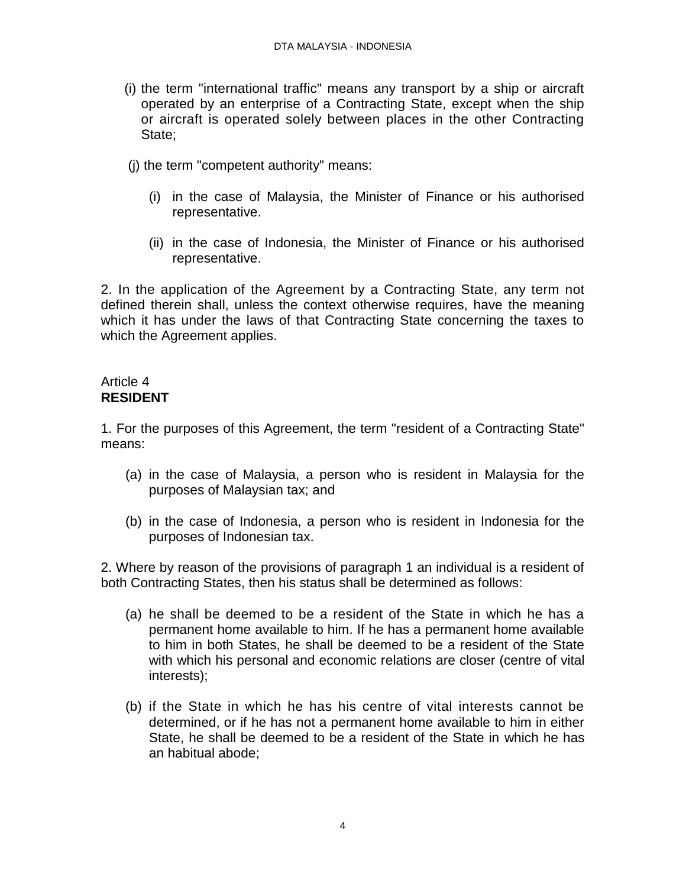(i) the term "international traffic" means any transport by a ship or aircraft operated by an enterprise of a Contracting State, except when the ship or aircraft is operated solely between places in the other Contracting State;

(j) the term "competent authority" means:

   (i) in the case of Malaysia, the Minister of Finance or his authorised representative.

   (ii) in the case of Indonesia, the Minister of Finance or his authorised representative.

2. In the application of the Agreement by a Contracting State, any term not defined therein shall, unless the context otherwise requires, have the meaning which it has under the laws of that Contracting State concerning the taxes to which the Agreement applies.

Article 4
**RESIDENT**

1. For the purposes of this Agreement, the term "resident of a Contracting State" means:

   (a) in the case of Malaysia, a person who is resident in Malaysia for the purposes of Malaysian tax; and

   (b) in the case of Indonesia, a person who is resident in Indonesia for the purposes of Indonesian tax.

2. Where by reason of the provisions of paragraph 1 an individual is a resident of both Contracting States, then his status shall be determined as follows:

   (a) he shall be deemed to be a resident of the State in which he has a permanent home available to him. If he has a permanent home available to him in both States, he shall be deemed to be a resident of the State with which his personal and economic relations are closer (centre of vital interests);

   (b) if the State in which he has his centre of vital interests cannot be determined, or if he has not a permanent home available to him in either State, he shall be deemed to be a resident of the State in which he has an habitual abode;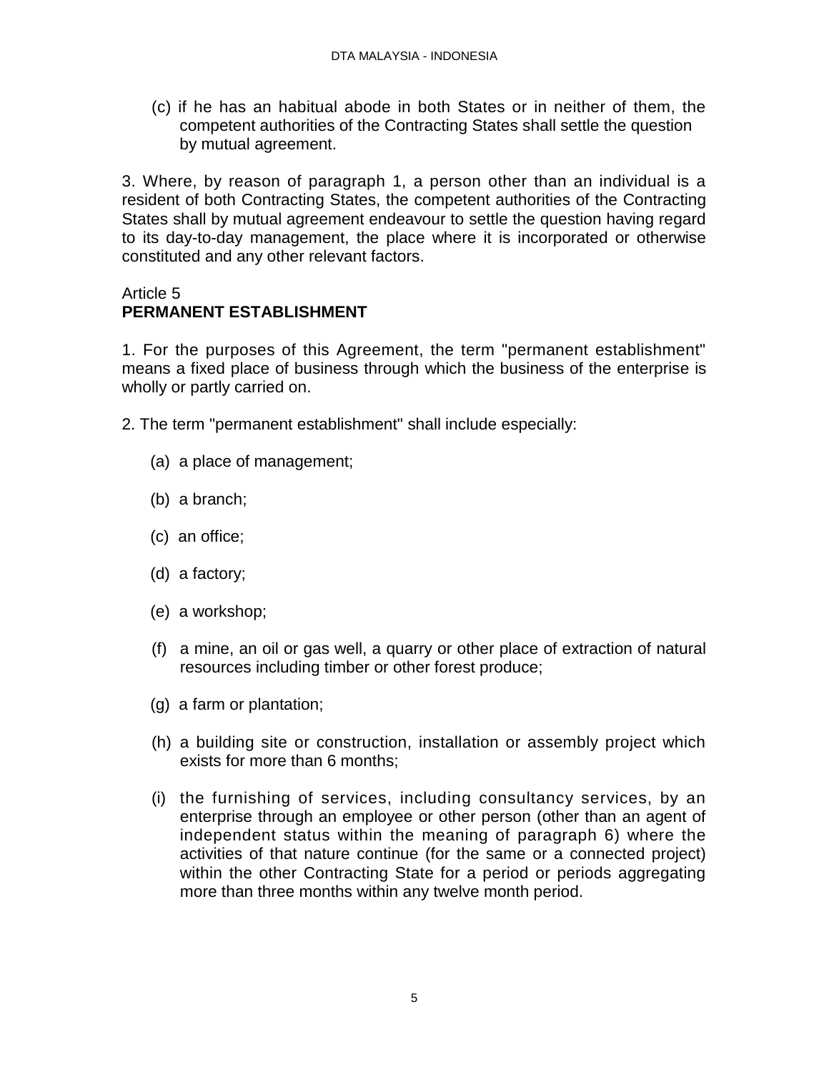(c) if he has an habitual abode in both States or in neither of them, the competent authorities of the Contracting States shall settle the question by mutual agreement.

3. Where, by reason of paragraph 1, a person other than an individual is a resident of both Contracting States, the competent authorities of the Contracting States shall by mutual agreement endeavour to settle the question having regard to its day-to-day management, the place where it is incorporated or otherwise constituted and any other relevant factors.

## Article 5
## PERMANENT ESTABLISHMENT

1. For the purposes of this Agreement, the term "permanent establishment" means a fixed place of business through which the business of the enterprise is wholly or partly carried on.

2. The term "permanent establishment" shall include especially:

(a) a place of management;

(b) a branch;

(c) an office;

(d) a factory;

(e) a workshop;

(f) a mine, an oil or gas well, a quarry or other place of extraction of natural resources including timber or other forest produce;

(g) a farm or plantation;

(h) a building site or construction, installation or assembly project which exists for more than 6 months;

(i) the furnishing of services, including consultancy services, by an enterprise through an employee or other person (other than an agent of independent status within the meaning of paragraph 6) where the activities of that nature continue (for the same or a connected project) within the other Contracting State for a period or periods aggregating more than three months within any twelve month period.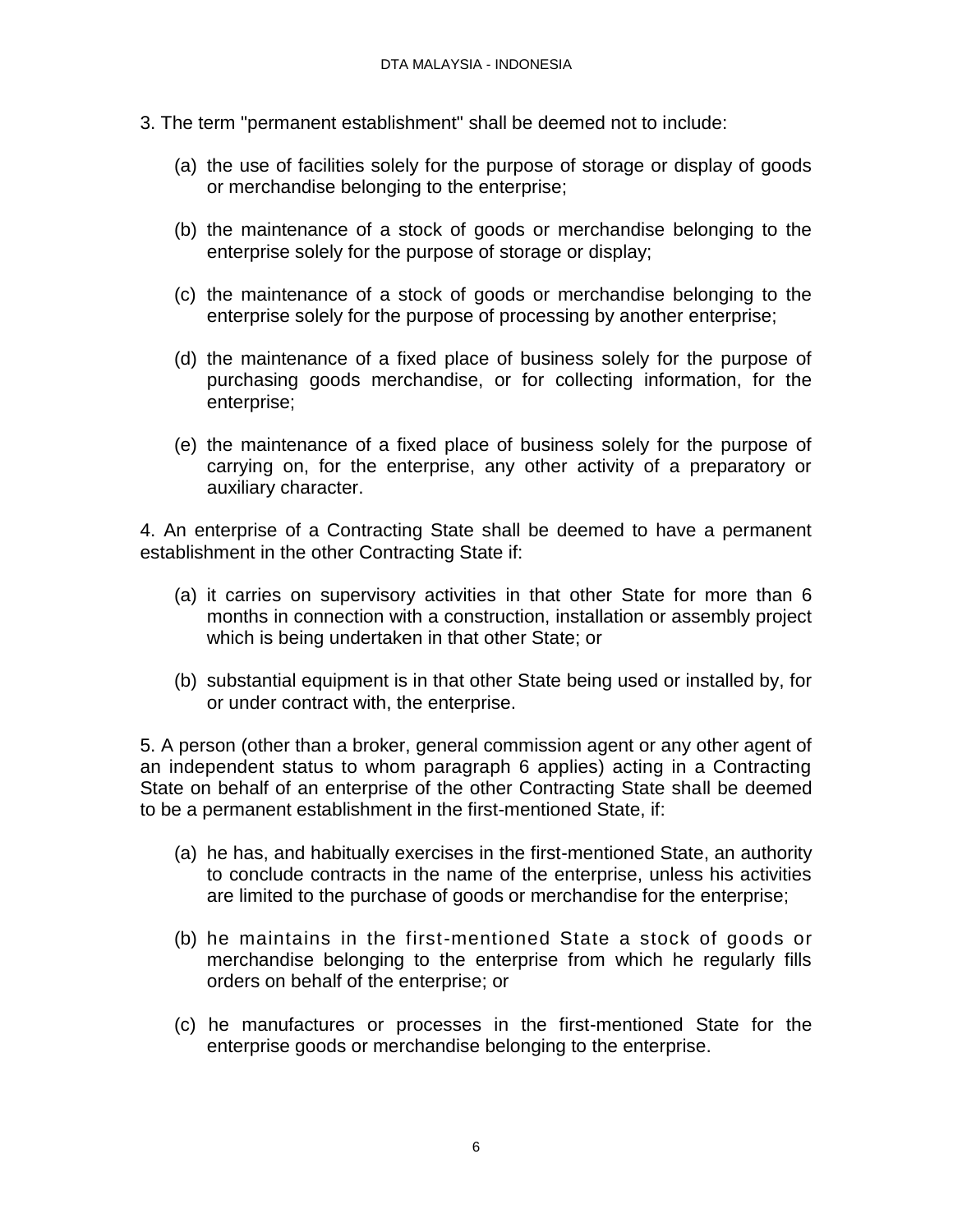3. The term "permanent establishment" shall be deemed not to include:

(a) the use of facilities solely for the purpose of storage or display of goods or merchandise belonging to the enterprise;

(b) the maintenance of a stock of goods or merchandise belonging to the enterprise solely for the purpose of storage or display;

(c) the maintenance of a stock of goods or merchandise belonging to the enterprise solely for the purpose of processing by another enterprise;

(d) the maintenance of a fixed place of business solely for the purpose of purchasing goods merchandise, or for collecting information, for the enterprise;

(e) the maintenance of a fixed place of business solely for the purpose of carrying on, for the enterprise, any other activity of a preparatory or auxiliary character.

4. An enterprise of a Contracting State shall be deemed to have a permanent establishment in the other Contracting State if:

(a) it carries on supervisory activities in that other State for more than 6 months in connection with a construction, installation or assembly project which is being undertaken in that other State; or

(b) substantial equipment is in that other State being used or installed by, for or under contract with, the enterprise.

5. A person (other than a broker, general commission agent or any other agent of an independent status to whom paragraph 6 applies) acting in a Contracting State on behalf of an enterprise of the other Contracting State shall be deemed to be a permanent establishment in the first-mentioned State, if:

(a) he has, and habitually exercises in the first-mentioned State, an authority to conclude contracts in the name of the enterprise, unless his activities are limited to the purchase of goods or merchandise for the enterprise;

(b) he maintains in the first-mentioned State a stock of goods or merchandise belonging to the enterprise from which he regularly fills orders on behalf of the enterprise; or

(c) he manufactures or processes in the first-mentioned State for the enterprise goods or merchandise belonging to the enterprise.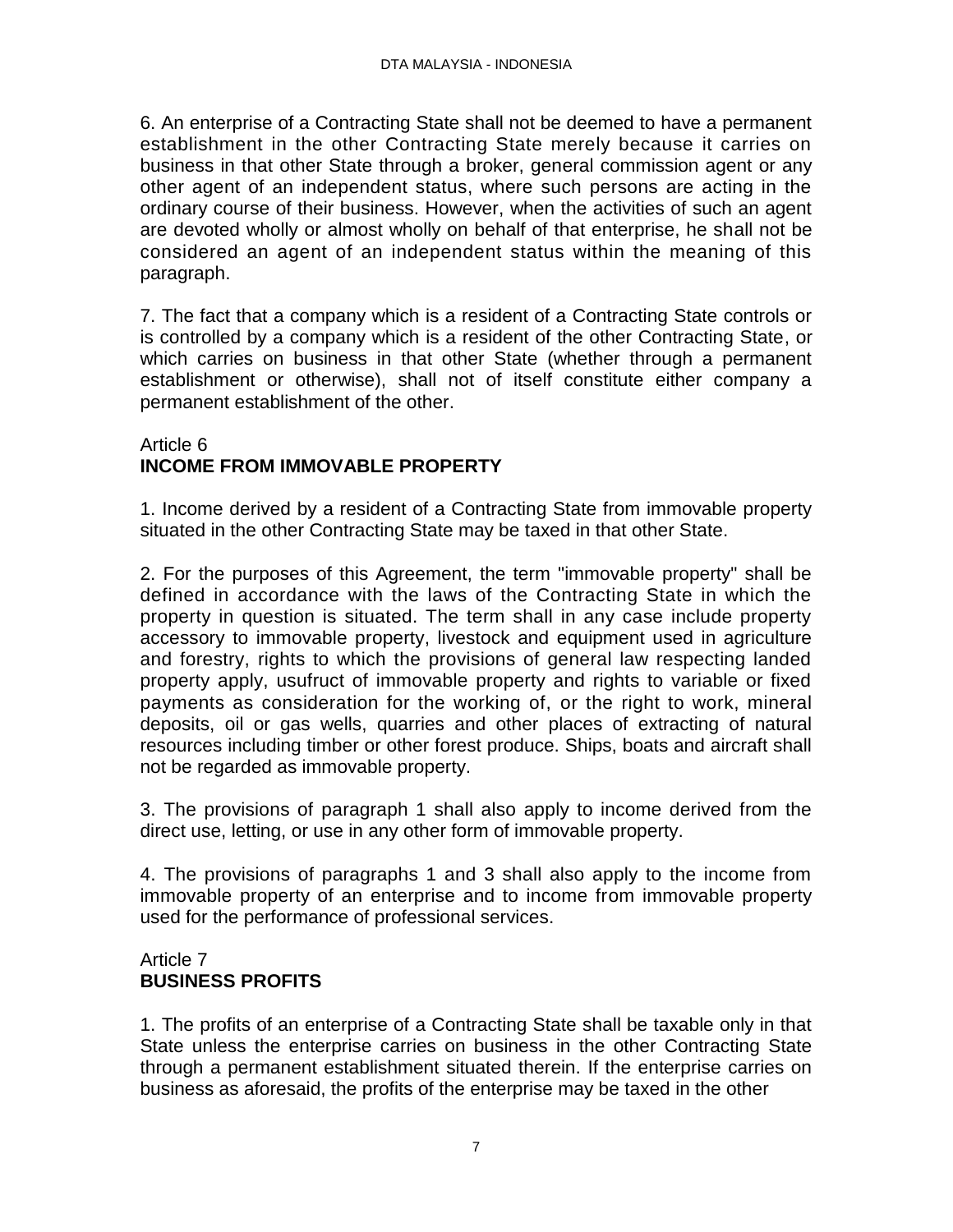6. An enterprise of a Contracting State shall not be deemed to have a permanent establishment in the other Contracting State merely because it carries on business in that other State through a broker, general commission agent or any other agent of an independent status, where such persons are acting in the ordinary course of their business. However, when the activities of such an agent are devoted wholly or almost wholly on behalf of that enterprise, he shall not be considered an agent of an independent status within the meaning of this paragraph.

7. The fact that a company which is a resident of a Contracting State controls or is controlled by a company which is a resident of the other Contracting State, or which carries on business in that other State (whether through a permanent establishment or otherwise), shall not of itself constitute either company a permanent establishment of the other.

## Article 6
## INCOME FROM IMMOVABLE PROPERTY

1. Income derived by a resident of a Contracting State from immovable property situated in the other Contracting State may be taxed in that other State.

2. For the purposes of this Agreement, the term "immovable property" shall be defined in accordance with the laws of the Contracting State in which the property in question is situated. The term shall in any case include property accessory to immovable property, livestock and equipment used in agriculture and forestry, rights to which the provisions of general law respecting landed property apply, usufruct of immovable property and rights to variable or fixed payments as consideration for the working of, or the right to work, mineral deposits, oil or gas wells, quarries and other places of extracting of natural resources including timber or other forest produce. Ships, boats and aircraft shall not be regarded as immovable property.

3. The provisions of paragraph 1 shall also apply to income derived from the direct use, letting, or use in any other form of immovable property.

4. The provisions of paragraphs 1 and 3 shall also apply to the income from immovable property of an enterprise and to income from immovable property used for the performance of professional services.

## Article 7
## BUSINESS PROFITS

1. The profits of an enterprise of a Contracting State shall be taxable only in that State unless the enterprise carries on business in the other Contracting State through a permanent establishment situated therein. If the enterprise carries on business as aforesaid, the profits of the enterprise may be taxed in the other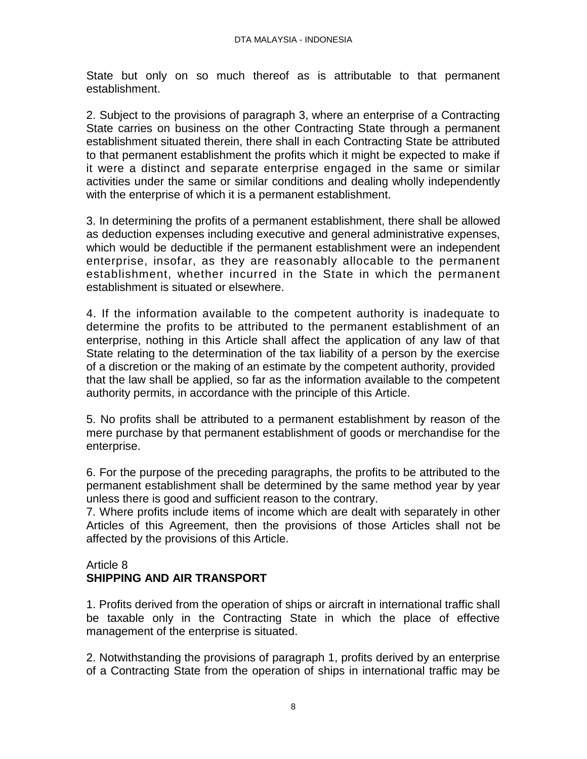State but only on so much thereof as is attributable to that permanent establishment.

2. Subject to the provisions of paragraph 3, where an enterprise of a Contracting State carries on business on the other Contracting State through a permanent establishment situated therein, there shall in each Contracting State be attributed to that permanent establishment the profits which it might be expected to make if it were a distinct and separate enterprise engaged in the same or similar activities under the same or similar conditions and dealing wholly independently with the enterprise of which it is a permanent establishment.

3. In determining the profits of a permanent establishment, there shall be allowed as deduction expenses including executive and general administrative expenses, which would be deductible if the permanent establishment were an independent enterprise, insofar, as they are reasonably allocable to the permanent establishment, whether incurred in the State in which the permanent establishment is situated or elsewhere.

4. If the information available to the competent authority is inadequate to determine the profits to be attributed to the permanent establishment of an enterprise, nothing in this Article shall affect the application of any law of that State relating to the determination of the tax liability of a person by the exercise of a discretion or the making of an estimate by the competent authority, provided that the law shall be applied, so far as the information available to the competent authority permits, in accordance with the principle of this Article.

5. No profits shall be attributed to a permanent establishment by reason of the mere purchase by that permanent establishment of goods or merchandise for the enterprise.

6. For the purpose of the preceding paragraphs, the profits to be attributed to the permanent establishment shall be determined by the same method year by year unless there is good and sufficient reason to the contrary.

7. Where profits include items of income which are dealt with separately in other Articles of this Agreement, then the provisions of those Articles shall not be affected by the provisions of this Article.

Article 8
**SHIPPING AND AIR TRANSPORT**

1. Profits derived from the operation of ships or aircraft in international traffic shall be taxable only in the Contracting State in which the place of effective management of the enterprise is situated.

2. Notwithstanding the provisions of paragraph 1, profits derived by an enterprise of a Contracting State from the operation of ships in international traffic may be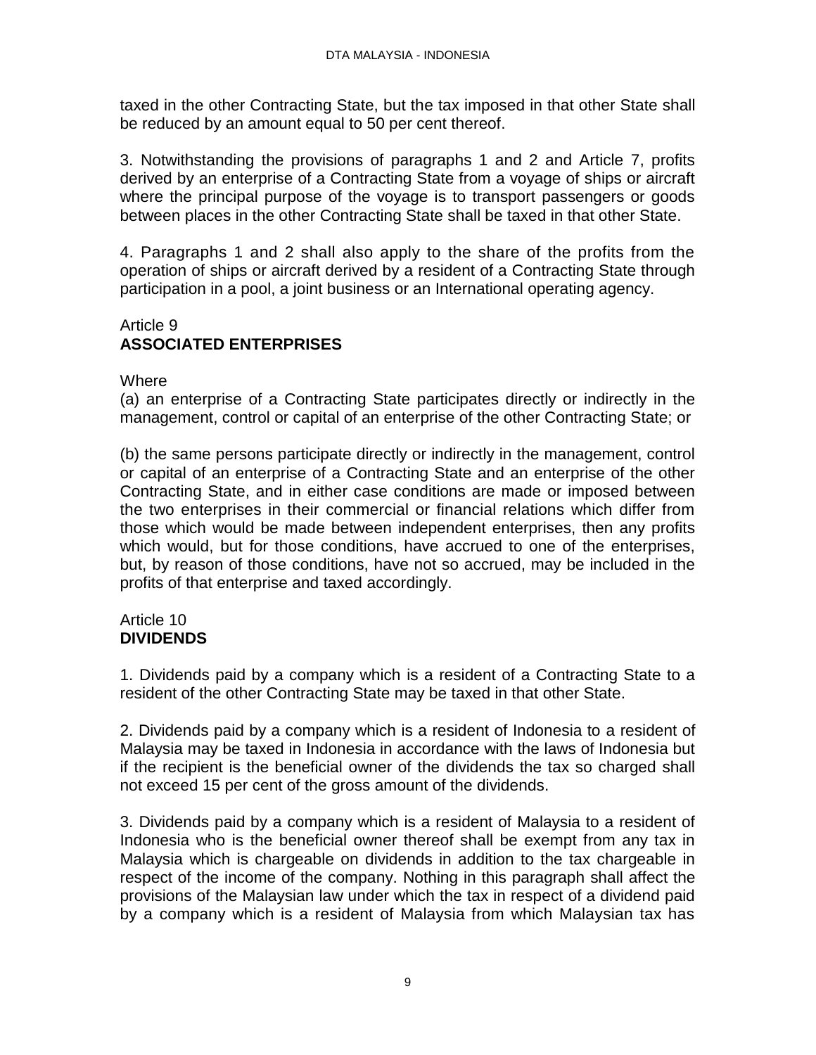taxed in the other Contracting State, but the tax imposed in that other State shall be reduced by an amount equal to 50 per cent thereof.

3. Notwithstanding the provisions of paragraphs 1 and 2 and Article 7, profits derived by an enterprise of a Contracting State from a voyage of ships or aircraft where the principal purpose of the voyage is to transport passengers or goods between places in the other Contracting State shall be taxed in that other State.

4. Paragraphs 1 and 2 shall also apply to the share of the profits from the operation of ships or aircraft derived by a resident of a Contracting State through participation in a pool, a joint business or an International operating agency.

## Article 9
## **ASSOCIATED ENTERPRISES**

Where

(a) an enterprise of a Contracting State participates directly or indirectly in the management, control or capital of an enterprise of the other Contracting State; or

(b) the same persons participate directly or indirectly in the management, control or capital of an enterprise of a Contracting State and an enterprise of the other Contracting State, and in either case conditions are made or imposed between the two enterprises in their commercial or financial relations which differ from those which would be made between independent enterprises, then any profits which would, but for those conditions, have accrued to one of the enterprises, but, by reason of those conditions, have not so accrued, may be included in the profits of that enterprise and taxed accordingly.

## Article 10
## **DIVIDENDS**

1. Dividends paid by a company which is a resident of a Contracting State to a resident of the other Contracting State may be taxed in that other State.

2. Dividends paid by a company which is a resident of Indonesia to a resident of Malaysia may be taxed in Indonesia in accordance with the laws of Indonesia but if the recipient is the beneficial owner of the dividends the tax so charged shall not exceed 15 per cent of the gross amount of the dividends.

3. Dividends paid by a company which is a resident of Malaysia to a resident of Indonesia who is the beneficial owner thereof shall be exempt from any tax in Malaysia which is chargeable on dividends in addition to the tax chargeable in respect of the income of the company. Nothing in this paragraph shall affect the provisions of the Malaysian law under which the tax in respect of a dividend paid by a company which is a resident of Malaysia from which Malaysian tax has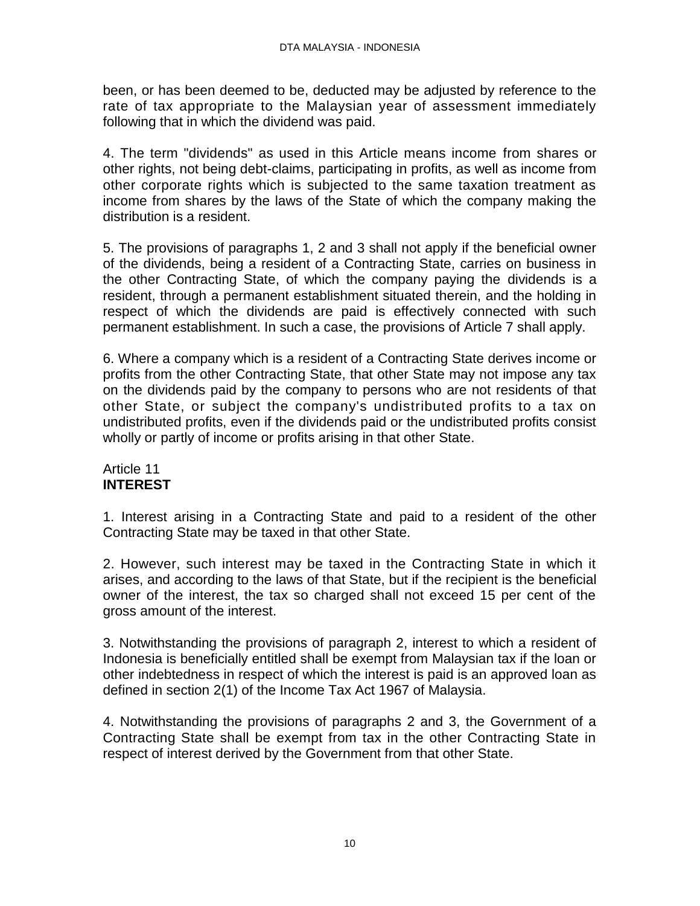been, or has been deemed to be, deducted may be adjusted by reference to the rate of tax appropriate to the Malaysian year of assessment immediately following that in which the dividend was paid.

4. The term "dividends" as used in this Article means income from shares or other rights, not being debt-claims, participating in profits, as well as income from other corporate rights which is subjected to the same taxation treatment as income from shares by the laws of the State of which the company making the distribution is a resident.

5. The provisions of paragraphs 1, 2 and 3 shall not apply if the beneficial owner of the dividends, being a resident of a Contracting State, carries on business in the other Contracting State, of which the company paying the dividends is a resident, through a permanent establishment situated therein, and the holding in respect of which the dividends are paid is effectively connected with such permanent establishment. In such a case, the provisions of Article 7 shall apply.

6. Where a company which is a resident of a Contracting State derives income or profits from the other Contracting State, that other State may not impose any tax on the dividends paid by the company to persons who are not residents of that other State, or subject the company's undistributed profits to a tax on undistributed profits, even if the dividends paid or the undistributed profits consist wholly or partly of income or profits arising in that other State.

## Article 11
## **INTEREST**

1. Interest arising in a Contracting State and paid to a resident of the other Contracting State may be taxed in that other State.

2. However, such interest may be taxed in the Contracting State in which it arises, and according to the laws of that State, but if the recipient is the beneficial owner of the interest, the tax so charged shall not exceed 15 per cent of the gross amount of the interest.

3. Notwithstanding the provisions of paragraph 2, interest to which a resident of Indonesia is beneficially entitled shall be exempt from Malaysian tax if the loan or other indebtedness in respect of which the interest is paid is an approved loan as defined in section 2(1) of the Income Tax Act 1967 of Malaysia.

4. Notwithstanding the provisions of paragraphs 2 and 3, the Government of a Contracting State shall be exempt from tax in the other Contracting State in respect of interest derived by the Government from that other State.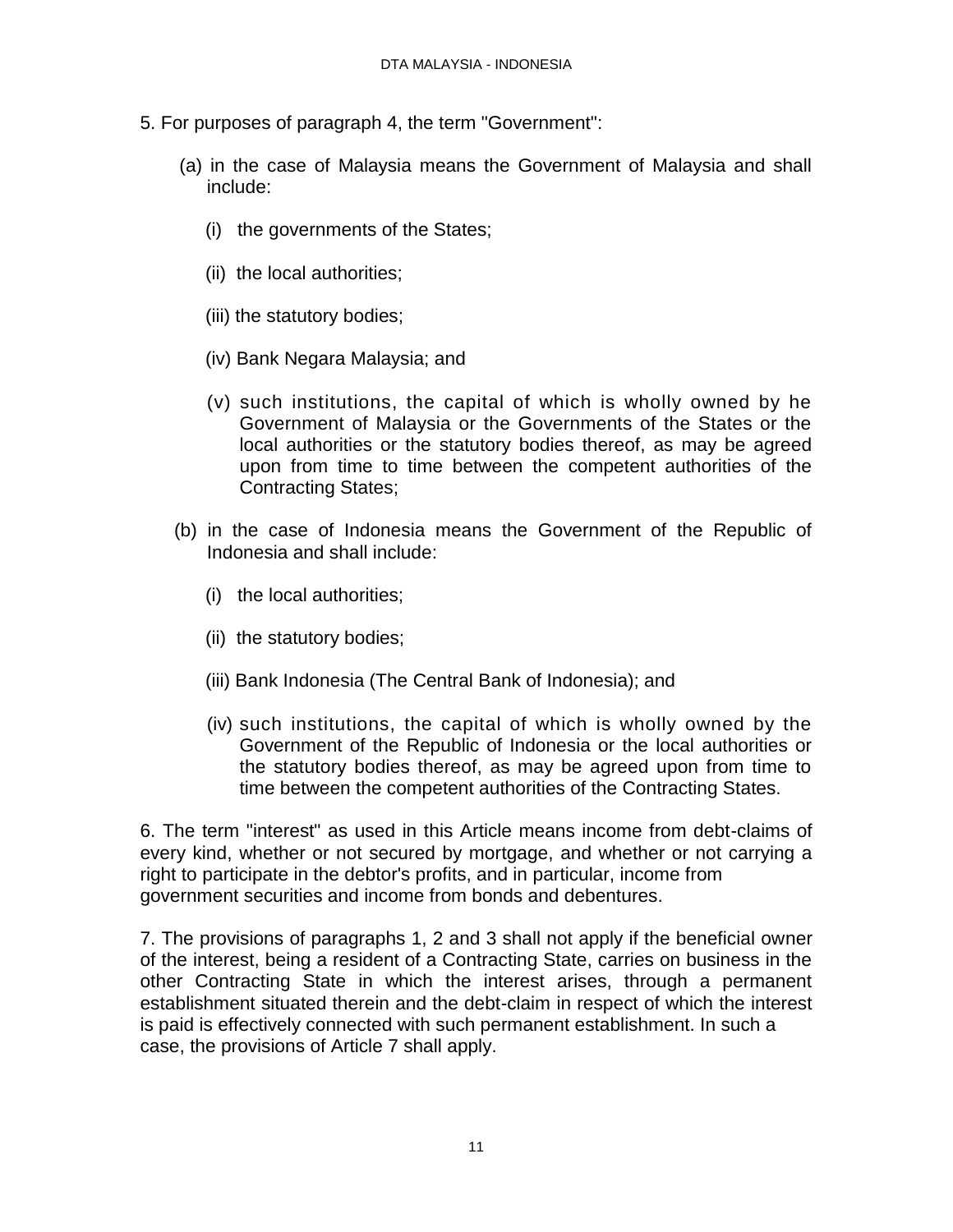5. For purposes of paragraph 4, the term "Government":

(a) in the case of Malaysia means the Government of Malaysia and shall include:

(i) the governments of the States;

(ii) the local authorities;

(iii) the statutory bodies;

(iv) Bank Negara Malaysia; and

(v) such institutions, the capital of which is wholly owned by he Government of Malaysia or the Governments of the States or the local authorities or the statutory bodies thereof, as may be agreed upon from time to time between the competent authorities of the Contracting States;

(b) in the case of Indonesia means the Government of the Republic of Indonesia and shall include:

(i) the local authorities;

(ii) the statutory bodies;

(iii) Bank Indonesia (The Central Bank of Indonesia); and

(iv) such institutions, the capital of which is wholly owned by the Government of the Republic of Indonesia or the local authorities or the statutory bodies thereof, as may be agreed upon from time to time between the competent authorities of the Contracting States.

6. The term "interest" as used in this Article means income from debt-claims of every kind, whether or not secured by mortgage, and whether or not carrying a right to participate in the debtor's profits, and in particular, income from government securities and income from bonds and debentures.

7. The provisions of paragraphs 1, 2 and 3 shall not apply if the beneficial owner of the interest, being a resident of a Contracting State, carries on business in the other Contracting State in which the interest arises, through a permanent establishment situated therein and the debt-claim in respect of which the interest is paid is effectively connected with such permanent establishment. In such a case, the provisions of Article 7 shall apply.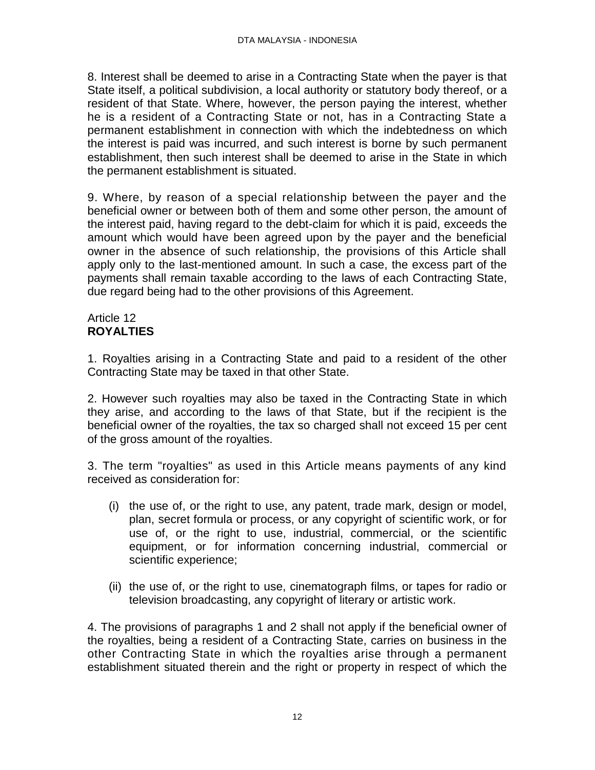8. Interest shall be deemed to arise in a Contracting State when the payer is that State itself, a political subdivision, a local authority or statutory body thereof, or a resident of that State. Where, however, the person paying the interest, whether he is a resident of a Contracting State or not, has in a Contracting State a permanent establishment in connection with which the indebtedness on which the interest is paid was incurred, and such interest is borne by such permanent establishment, then such interest shall be deemed to arise in the State in which the permanent establishment is situated.

9. Where, by reason of a special relationship between the payer and the beneficial owner or between both of them and some other person, the amount of the interest paid, having regard to the debt-claim for which it is paid, exceeds the amount which would have been agreed upon by the payer and the beneficial owner in the absence of such relationship, the provisions of this Article shall apply only to the last-mentioned amount. In such a case, the excess part of the payments shall remain taxable according to the laws of each Contracting State, due regard being had to the other provisions of this Agreement.

## Article 12
## **ROYALTIES**

1. Royalties arising in a Contracting State and paid to a resident of the other Contracting State may be taxed in that other State.

2. However such royalties may also be taxed in the Contracting State in which they arise, and according to the laws of that State, but if the recipient is the beneficial owner of the royalties, the tax so charged shall not exceed 15 per cent of the gross amount of the royalties.

3. The term "royalties" as used in this Article means payments of any kind received as consideration for:

(i) the use of, or the right to use, any patent, trade mark, design or model, plan, secret formula or process, or any copyright of scientific work, or for use of, or the right to use, industrial, commercial, or the scientific equipment, or for information concerning industrial, commercial or scientific experience;

(ii) the use of, or the right to use, cinematograph films, or tapes for radio or television broadcasting, any copyright of literary or artistic work.

4. The provisions of paragraphs 1 and 2 shall not apply if the beneficial owner of the royalties, being a resident of a Contracting State, carries on business in the other Contracting State in which the royalties arise through a permanent establishment situated therein and the right or property in respect of which the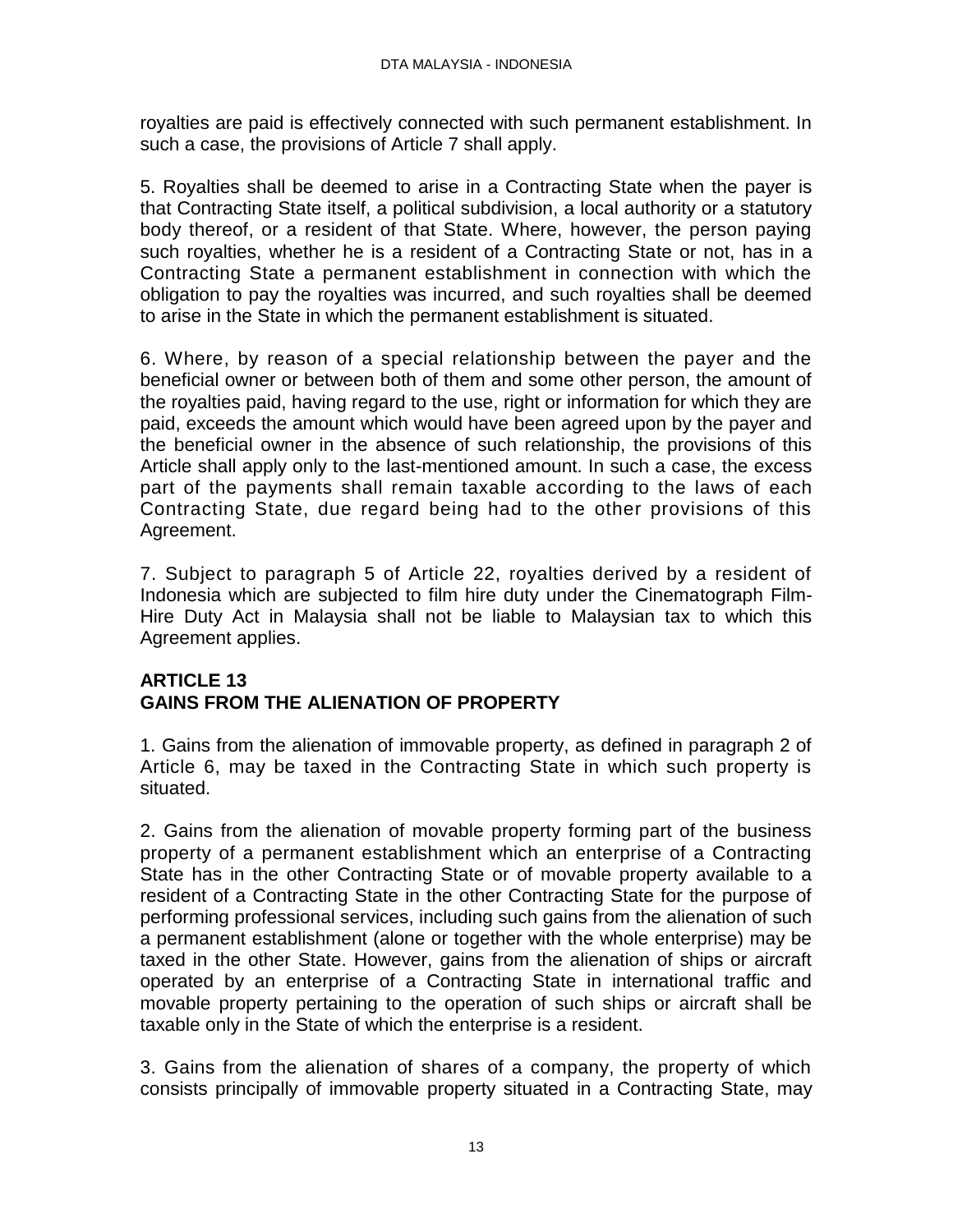royalties are paid is effectively connected with such permanent establishment. In such a case, the provisions of Article 7 shall apply.

5. Royalties shall be deemed to arise in a Contracting State when the payer is that Contracting State itself, a political subdivision, a local authority or a statutory body thereof, or a resident of that State. Where, however, the person paying such royalties, whether he is a resident of a Contracting State or not, has in a Contracting State a permanent establishment in connection with which the obligation to pay the royalties was incurred, and such royalties shall be deemed to arise in the State in which the permanent establishment is situated.

6. Where, by reason of a special relationship between the payer and the beneficial owner or between both of them and some other person, the amount of the royalties paid, having regard to the use, right or information for which they are paid, exceeds the amount which would have been agreed upon by the payer and the beneficial owner in the absence of such relationship, the provisions of this Article shall apply only to the last-mentioned amount. In such a case, the excess part of the payments shall remain taxable according to the laws of each Contracting State, due regard being had to the other provisions of this Agreement.

7. Subject to paragraph 5 of Article 22, royalties derived by a resident of Indonesia which are subjected to film hire duty under the Cinematograph Film-Hire Duty Act in Malaysia shall not be liable to Malaysian tax to which this Agreement applies.

## ARTICLE 13
## GAINS FROM THE ALIENATION OF PROPERTY

1. Gains from the alienation of immovable property, as defined in paragraph 2 of Article 6, may be taxed in the Contracting State in which such property is situated.

2. Gains from the alienation of movable property forming part of the business property of a permanent establishment which an enterprise of a Contracting State has in the other Contracting State or of movable property available to a resident of a Contracting State in the other Contracting State for the purpose of performing professional services, including such gains from the alienation of such a permanent establishment (alone or together with the whole enterprise) may be taxed in the other State. However, gains from the alienation of ships or aircraft operated by an enterprise of a Contracting State in international traffic and movable property pertaining to the operation of such ships or aircraft shall be taxable only in the State of which the enterprise is a resident.

3. Gains from the alienation of shares of a company, the property of which consists principally of immovable property situated in a Contracting State, may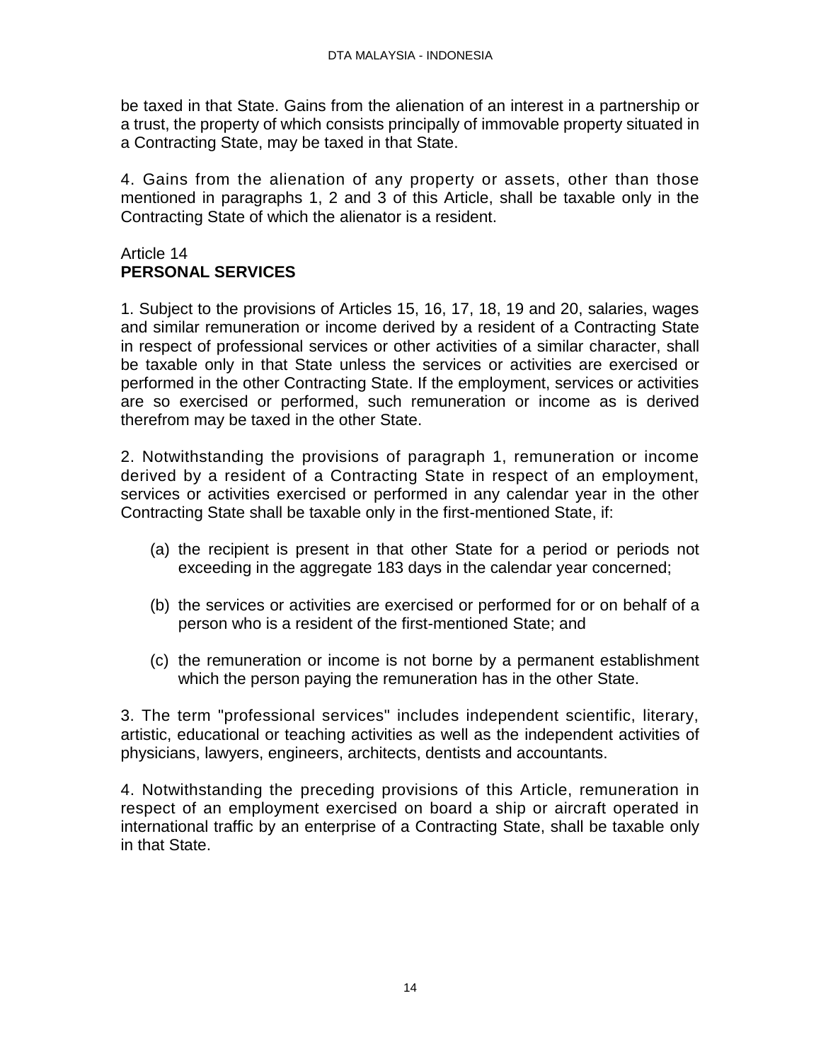be taxed in that State. Gains from the alienation of an interest in a partnership or a trust, the property of which consists principally of immovable property situated in a Contracting State, may be taxed in that State.

4. Gains from the alienation of any property or assets, other than those mentioned in paragraphs 1, 2 and 3 of this Article, shall be taxable only in the Contracting State of which the alienator is a resident.

## Article 14
## **PERSONAL SERVICES**

1. Subject to the provisions of Articles 15, 16, 17, 18, 19 and 20, salaries, wages and similar remuneration or income derived by a resident of a Contracting State in respect of professional services or other activities of a similar character, shall be taxable only in that State unless the services or activities are exercised or performed in the other Contracting State. If the employment, services or activities are so exercised or performed, such remuneration or income as is derived therefrom may be taxed in the other State.

2. Notwithstanding the provisions of paragraph 1, remuneration or income derived by a resident of a Contracting State in respect of an employment, services or activities exercised or performed in any calendar year in the other Contracting State shall be taxable only in the first-mentioned State, if:

(a) the recipient is present in that other State for a period or periods not exceeding in the aggregate 183 days in the calendar year concerned;

(b) the services or activities are exercised or performed for or on behalf of a person who is a resident of the first-mentioned State; and

(c) the remuneration or income is not borne by a permanent establishment which the person paying the remuneration has in the other State.

3. The term "professional services" includes independent scientific, literary, artistic, educational or teaching activities as well as the independent activities of physicians, lawyers, engineers, architects, dentists and accountants.

4. Notwithstanding the preceding provisions of this Article, remuneration in respect of an employment exercised on board a ship or aircraft operated in international traffic by an enterprise of a Contracting State, shall be taxable only in that State.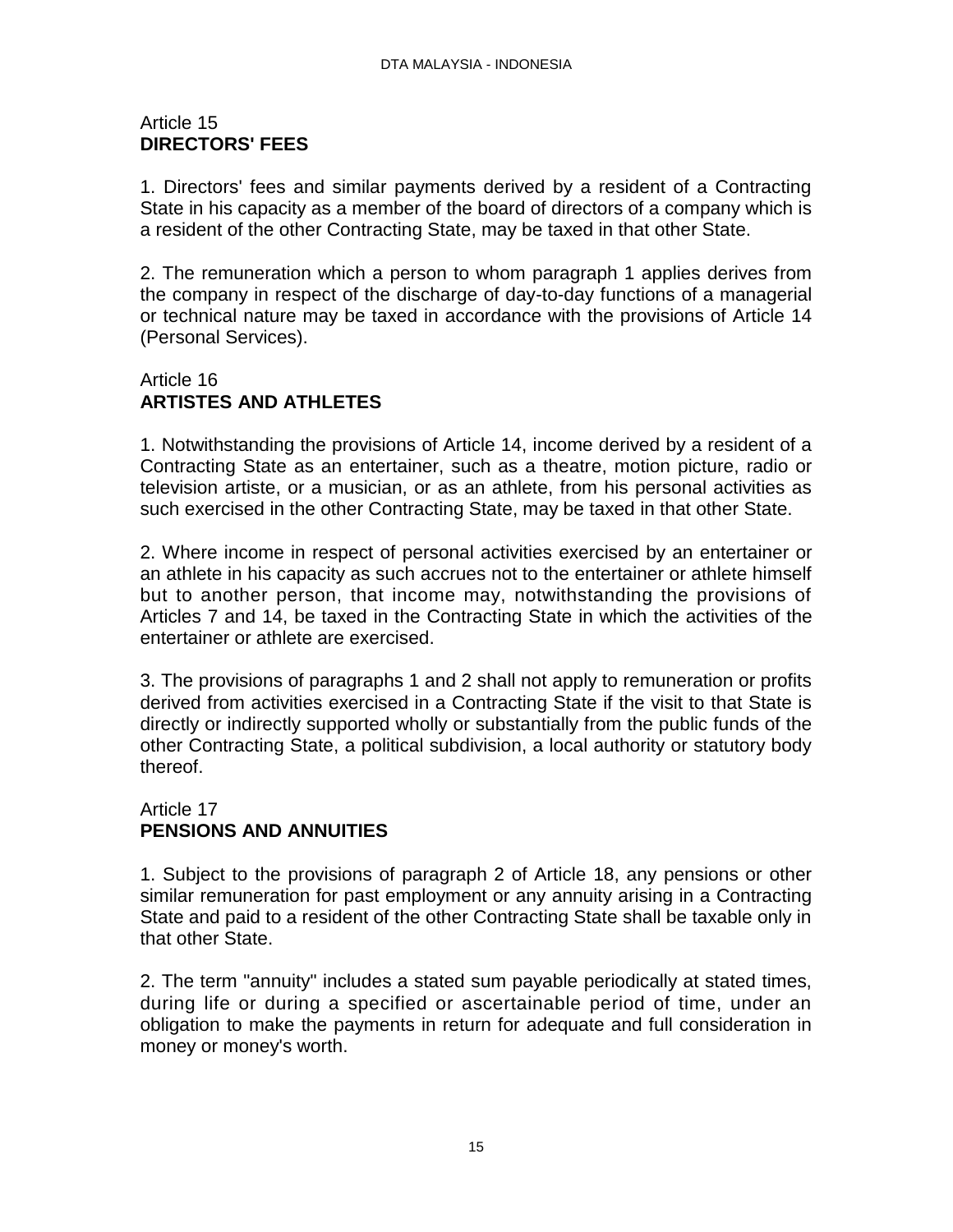## Article 15
**DIRECTORS' FEES**

1. Directors' fees and similar payments derived by a resident of a Contracting State in his capacity as a member of the board of directors of a company which is a resident of the other Contracting State, may be taxed in that other State.

2. The remuneration which a person to whom paragraph 1 applies derives from the company in respect of the discharge of day-to-day functions of a managerial or technical nature may be taxed in accordance with the provisions of Article 14 (Personal Services).

## Article 16
**ARTISTES AND ATHLETES**

1. Notwithstanding the provisions of Article 14, income derived by a resident of a Contracting State as an entertainer, such as a theatre, motion picture, radio or television artiste, or a musician, or as an athlete, from his personal activities as such exercised in the other Contracting State, may be taxed in that other State.

2. Where income in respect of personal activities exercised by an entertainer or an athlete in his capacity as such accrues not to the entertainer or athlete himself but to another person, that income may, notwithstanding the provisions of Articles 7 and 14, be taxed in the Contracting State in which the activities of the entertainer or athlete are exercised.

3. The provisions of paragraphs 1 and 2 shall not apply to remuneration or profits derived from activities exercised in a Contracting State if the visit to that State is directly or indirectly supported wholly or substantially from the public funds of the other Contracting State, a political subdivision, a local authority or statutory body thereof.

## Article 17
**PENSIONS AND ANNUITIES**

1. Subject to the provisions of paragraph 2 of Article 18, any pensions or other similar remuneration for past employment or any annuity arising in a Contracting State and paid to a resident of the other Contracting State shall be taxable only in that other State.

2. The term "annuity" includes a stated sum payable periodically at stated times, during life or during a specified or ascertainable period of time, under an obligation to make the payments in return for adequate and full consideration in money or money's worth.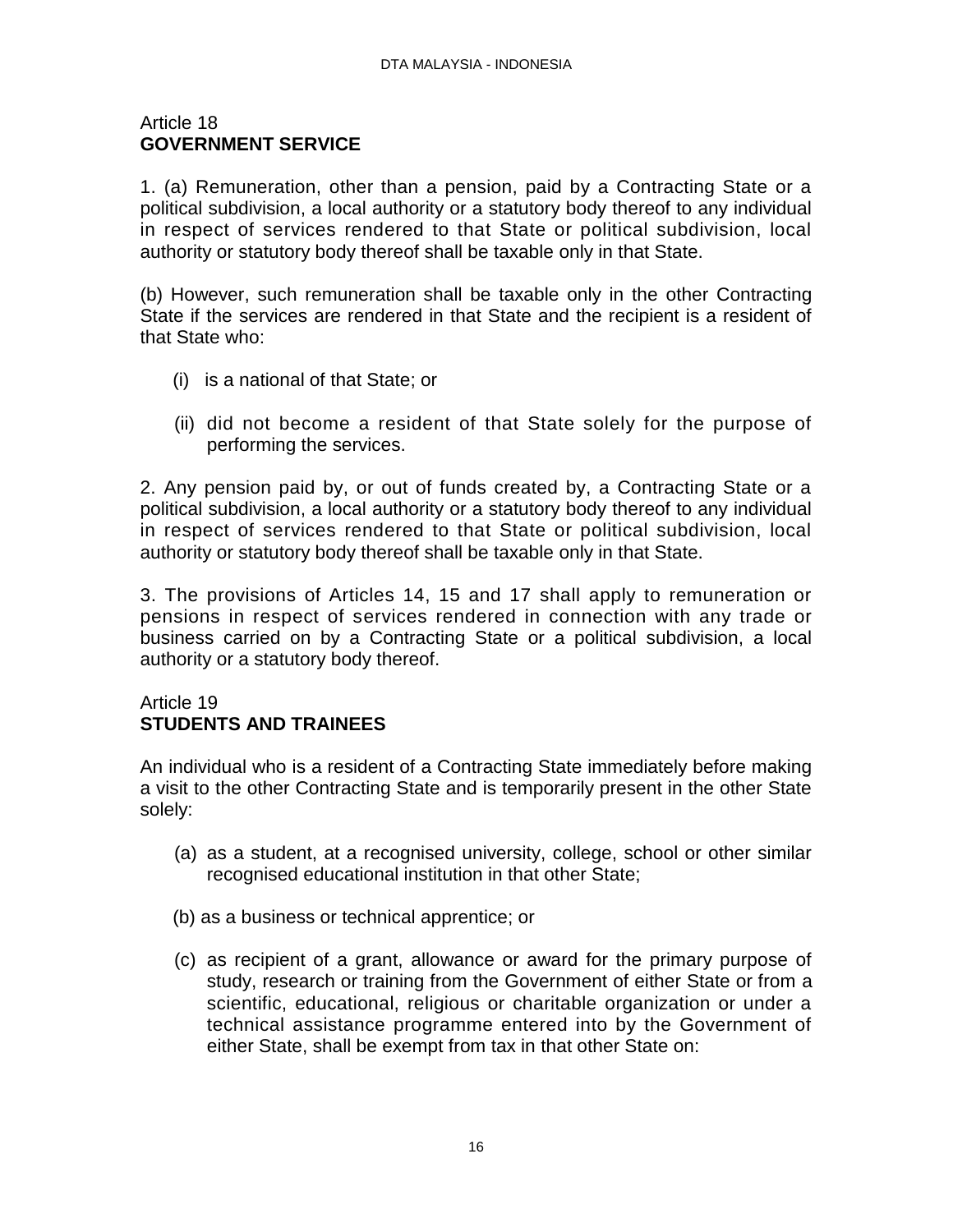## Article 18
## GOVERNMENT SERVICE

1. (a) Remuneration, other than a pension, paid by a Contracting State or a political subdivision, a local authority or a statutory body thereof to any individual in respect of services rendered to that State or political subdivision, local authority or statutory body thereof shall be taxable only in that State.

(b) However, such remuneration shall be taxable only in the other Contracting State if the services are rendered in that State and the recipient is a resident of that State who:

(i) is a national of that State; or

(ii) did not become a resident of that State solely for the purpose of performing the services.

2. Any pension paid by, or out of funds created by, a Contracting State or a political subdivision, a local authority or a statutory body thereof to any individual in respect of services rendered to that State or political subdivision, local authority or statutory body thereof shall be taxable only in that State.

3. The provisions of Articles 14, 15 and 17 shall apply to remuneration or pensions in respect of services rendered in connection with any trade or business carried on by a Contracting State or a political subdivision, a local authority or a statutory body thereof.

## Article 19
## STUDENTS AND TRAINEES

An individual who is a resident of a Contracting State immediately before making a visit to the other Contracting State and is temporarily present in the other State solely:

(a) as a student, at a recognised university, college, school or other similar recognised educational institution in that other State;

(b) as a business or technical apprentice; or

(c) as recipient of a grant, allowance or award for the primary purpose of study, research or training from the Government of either State or from a scientific, educational, religious or charitable organization or under a technical assistance programme entered into by the Government of either State, shall be exempt from tax in that other State on: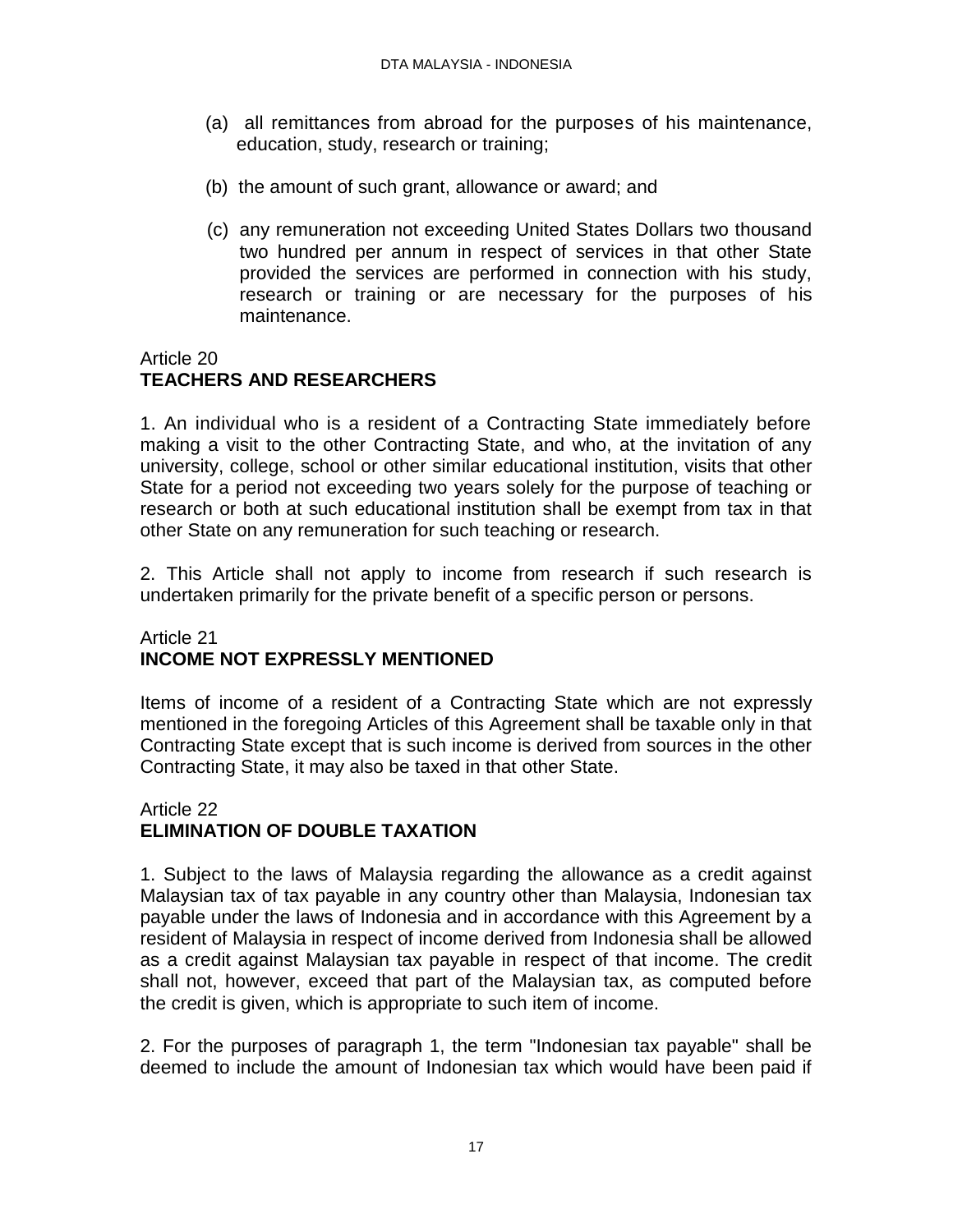(a) all remittances from abroad for the purposes of his maintenance, education, study, research or training;

(b) the amount of such grant, allowance or award; and

(c) any remuneration not exceeding United States Dollars two thousand two hundred per annum in respect of services in that other State provided the services are performed in connection with his study, research or training or are necessary for the purposes of his maintenance.

Article 20
**TEACHERS AND RESEARCHERS**

1. An individual who is a resident of a Contracting State immediately before making a visit to the other Contracting State, and who, at the invitation of any university, college, school or other similar educational institution, visits that other State for a period not exceeding two years solely for the purpose of teaching or research or both at such educational institution shall be exempt from tax in that other State on any remuneration for such teaching or research.

2. This Article shall not apply to income from research if such research is undertaken primarily for the private benefit of a specific person or persons.

Article 21
**INCOME NOT EXPRESSLY MENTIONED**

Items of income of a resident of a Contracting State which are not expressly mentioned in the foregoing Articles of this Agreement shall be taxable only in that Contracting State except that is such income is derived from sources in the other Contracting State, it may also be taxed in that other State.

Article 22
**ELIMINATION OF DOUBLE TAXATION**

1. Subject to the laws of Malaysia regarding the allowance as a credit against Malaysian tax of tax payable in any country other than Malaysia, Indonesian tax payable under the laws of Indonesia and in accordance with this Agreement by a resident of Malaysia in respect of income derived from Indonesia shall be allowed as a credit against Malaysian tax payable in respect of that income. The credit shall not, however, exceed that part of the Malaysian tax, as computed before the credit is given, which is appropriate to such item of income.

2. For the purposes of paragraph 1, the term "Indonesian tax payable" shall be deemed to include the amount of Indonesian tax which would have been paid if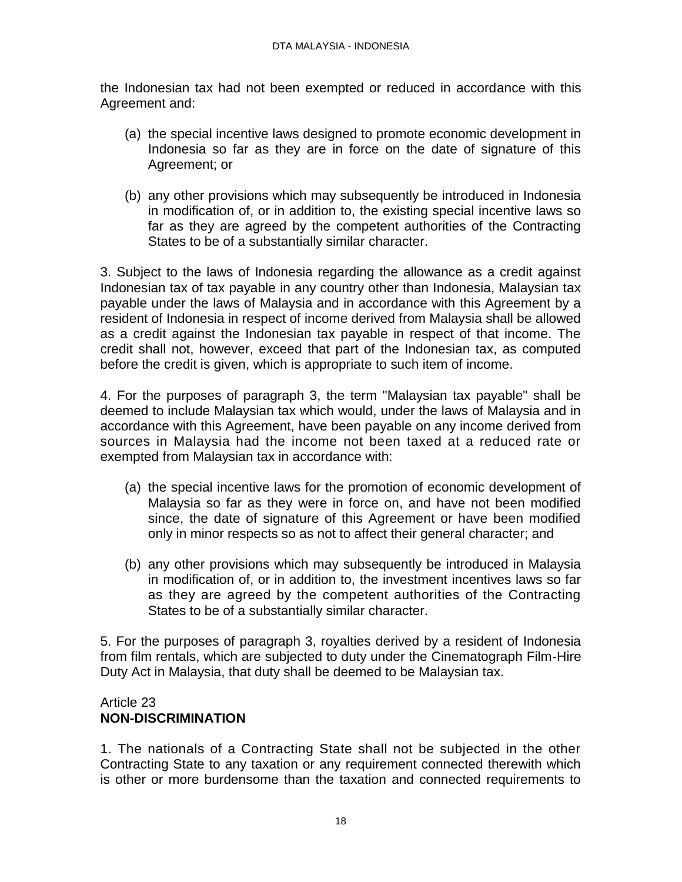the Indonesian tax had not been exempted or reduced in accordance with this Agreement and:

(a) the special incentive laws designed to promote economic development in Indonesia so far as they are in force on the date of signature of this Agreement; or

(b) any other provisions which may subsequently be introduced in Indonesia in modification of, or in addition to, the existing special incentive laws so far as they are agreed by the competent authorities of the Contracting States to be of a substantially similar character.

3. Subject to the laws of Indonesia regarding the allowance as a credit against Indonesian tax of tax payable in any country other than Indonesia, Malaysian tax payable under the laws of Malaysia and in accordance with this Agreement by a resident of Indonesia in respect of income derived from Malaysia shall be allowed as a credit against the Indonesian tax payable in respect of that income. The credit shall not, however, exceed that part of the Indonesian tax, as computed before the credit is given, which is appropriate to such item of income.

4. For the purposes of paragraph 3, the term "Malaysian tax payable" shall be deemed to include Malaysian tax which would, under the laws of Malaysia and in accordance with this Agreement, have been payable on any income derived from sources in Malaysia had the income not been taxed at a reduced rate or exempted from Malaysian tax in accordance with:

(a) the special incentive laws for the promotion of economic development of Malaysia so far as they were in force on, and have not been modified since, the date of signature of this Agreement or have been modified only in minor respects so as not to affect their general character; and

(b) any other provisions which may subsequently be introduced in Malaysia in modification of, or in addition to, the investment incentives laws so far as they are agreed by the competent authorities of the Contracting States to be of a substantially similar character.

5. For the purposes of paragraph 3, royalties derived by a resident of Indonesia from film rentals, which are subjected to duty under the Cinematograph Film-Hire Duty Act in Malaysia, that duty shall be deemed to be Malaysian tax.

Article 23
**NON-DISCRIMINATION**

1. The nationals of a Contracting State shall not be subjected in the other Contracting State to any taxation or any requirement connected therewith which is other or more burdensome than the taxation and connected requirements to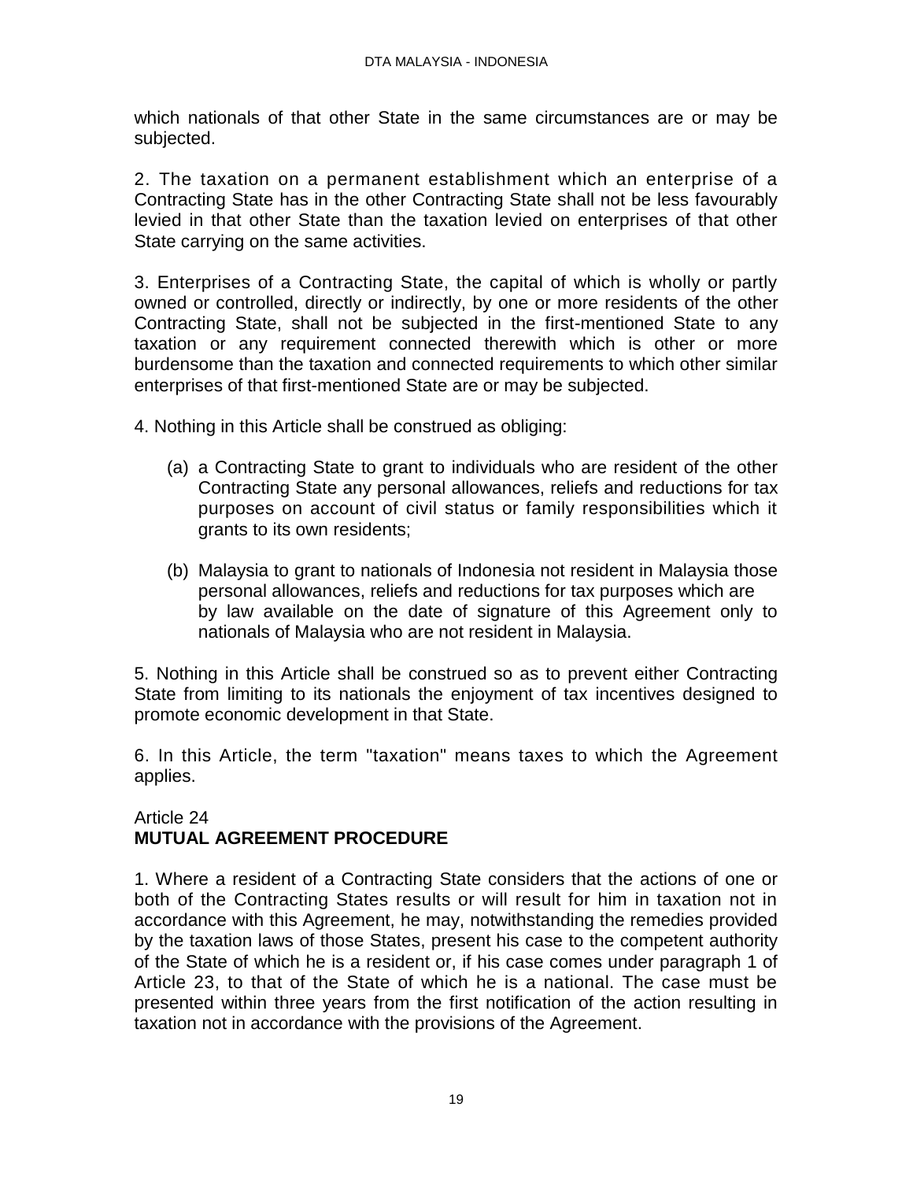which nationals of that other State in the same circumstances are or may be subjected.

2. The taxation on a permanent establishment which an enterprise of a Contracting State has in the other Contracting State shall not be less favourably levied in that other State than the taxation levied on enterprises of that other State carrying on the same activities.

3. Enterprises of a Contracting State, the capital of which is wholly or partly owned or controlled, directly or indirectly, by one or more residents of the other Contracting State, shall not be subjected in the first-mentioned State to any taxation or any requirement connected therewith which is other or more burdensome than the taxation and connected requirements to which other similar enterprises of that first-mentioned State are or may be subjected.

4. Nothing in this Article shall be construed as obliging:

(a) a Contracting State to grant to individuals who are resident of the other Contracting State any personal allowances, reliefs and reductions for tax purposes on account of civil status or family responsibilities which it grants to its own residents;

(b) Malaysia to grant to nationals of Indonesia not resident in Malaysia those personal allowances, reliefs and reductions for tax purposes which are by law available on the date of signature of this Agreement only to nationals of Malaysia who are not resident in Malaysia.

5. Nothing in this Article shall be construed so as to prevent either Contracting State from limiting to its nationals the enjoyment of tax incentives designed to promote economic development in that State.

6. In this Article, the term "taxation" means taxes to which the Agreement applies.

## Article 24
## MUTUAL AGREEMENT PROCEDURE

1. Where a resident of a Contracting State considers that the actions of one or both of the Contracting States results or will result for him in taxation not in accordance with this Agreement, he may, notwithstanding the remedies provided by the taxation laws of those States, present his case to the competent authority of the State of which he is a resident or, if his case comes under paragraph 1 of Article 23, to that of the State of which he is a national. The case must be presented within three years from the first notification of the action resulting in taxation not in accordance with the provisions of the Agreement.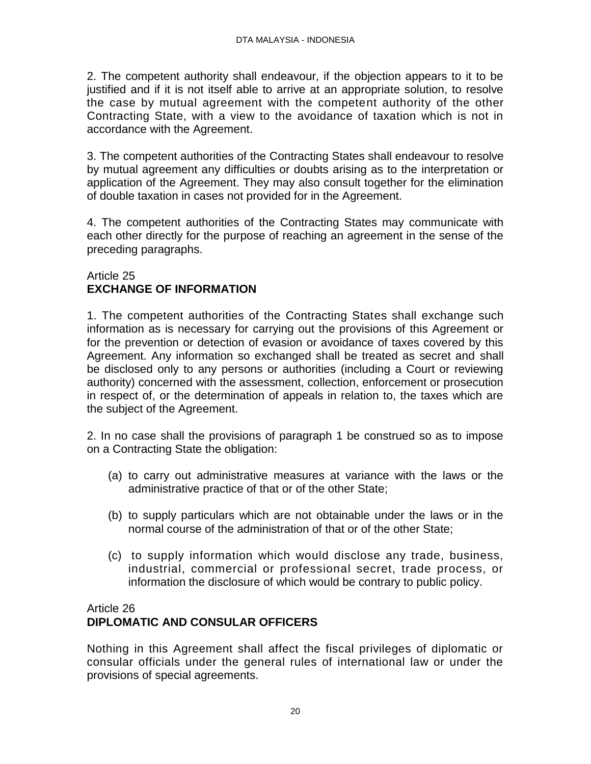2. The competent authority shall endeavour, if the objection appears to it to be justified and if it is not itself able to arrive at an appropriate solution, to resolve the case by mutual agreement with the competent authority of the other Contracting State, with a view to the avoidance of taxation which is not in accordance with the Agreement.

3. The competent authorities of the Contracting States shall endeavour to resolve by mutual agreement any difficulties or doubts arising as to the interpretation or application of the Agreement. They may also consult together for the elimination of double taxation in cases not provided for in the Agreement.

4. The competent authorities of the Contracting States may communicate with each other directly for the purpose of reaching an agreement in the sense of the preceding paragraphs.

Article 25
**EXCHANGE OF INFORMATION**

1. The competent authorities of the Contracting States shall exchange such information as is necessary for carrying out the provisions of this Agreement or for the prevention or detection of evasion or avoidance of taxes covered by this Agreement. Any information so exchanged shall be treated as secret and shall be disclosed only to any persons or authorities (including a Court or reviewing authority) concerned with the assessment, collection, enforcement or prosecution in respect of, or the determination of appeals in relation to, the taxes which are the subject of the Agreement.

2. In no case shall the provisions of paragraph 1 be construed so as to impose on a Contracting State the obligation:

(a) to carry out administrative measures at variance with the laws or the administrative practice of that or of the other State;

(b) to supply particulars which are not obtainable under the laws or in the normal course of the administration of that or of the other State;

(c) to supply information which would disclose any trade, business, industrial, commercial or professional secret, trade process, or information the disclosure of which would be contrary to public policy.

Article 26
**DIPLOMATIC AND CONSULAR OFFICERS**

Nothing in this Agreement shall affect the fiscal privileges of diplomatic or consular officials under the general rules of international law or under the provisions of special agreements.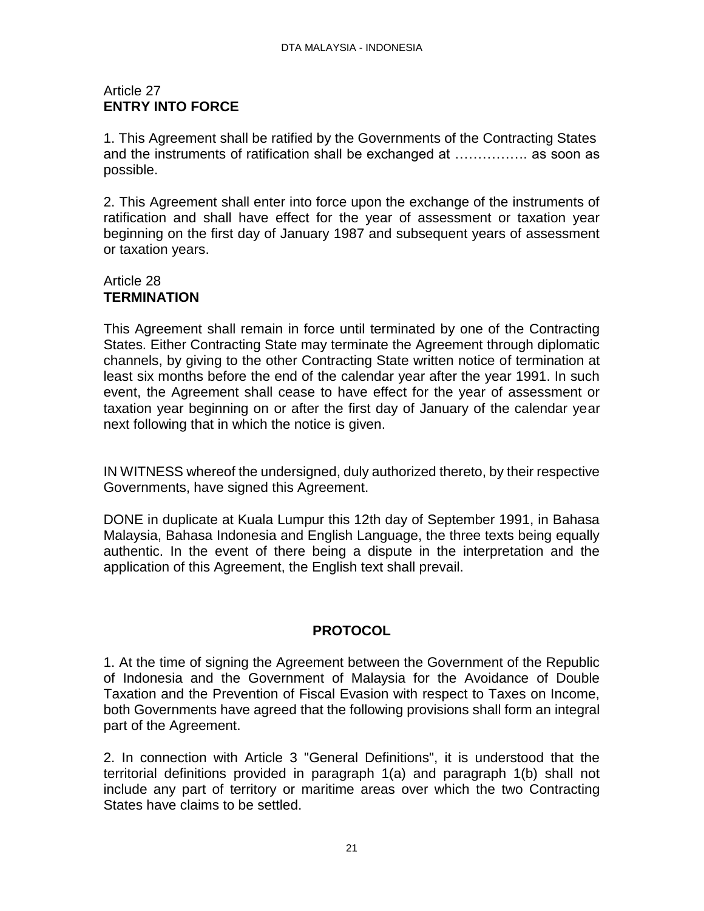## Article 27
**ENTRY INTO FORCE**

1. This Agreement shall be ratified by the Governments of the Contracting States and the instruments of ratification shall be exchanged at ……………. as soon as possible.

2. This Agreement shall enter into force upon the exchange of the instruments of ratification and shall have effect for the year of assessment or taxation year beginning on the first day of January 1987 and subsequent years of assessment or taxation years.

## Article 28
**TERMINATION**

This Agreement shall remain in force until terminated by one of the Contracting States. Either Contracting State may terminate the Agreement through diplomatic channels, by giving to the other Contracting State written notice of termination at least six months before the end of the calendar year after the year 1991. In such event, the Agreement shall cease to have effect for the year of assessment or taxation year beginning on or after the first day of January of the calendar year next following that in which the notice is given.

IN WITNESS whereof the undersigned, duly authorized thereto, by their respective Governments, have signed this Agreement.

DONE in duplicate at Kuala Lumpur this 12th day of September 1991, in Bahasa Malaysia, Bahasa Indonesia and English Language, the three texts being equally authentic. In the event of there being a dispute in the interpretation and the application of this Agreement, the English text shall prevail.

## PROTOCOL

1. At the time of signing the Agreement between the Government of the Republic of Indonesia and the Government of Malaysia for the Avoidance of Double Taxation and the Prevention of Fiscal Evasion with respect to Taxes on Income, both Governments have agreed that the following provisions shall form an integral part of the Agreement.

2. In connection with Article 3 "General Definitions", it is understood that the territorial definitions provided in paragraph 1(a) and paragraph 1(b) shall not include any part of territory or maritime areas over which the two Contracting States have claims to be settled.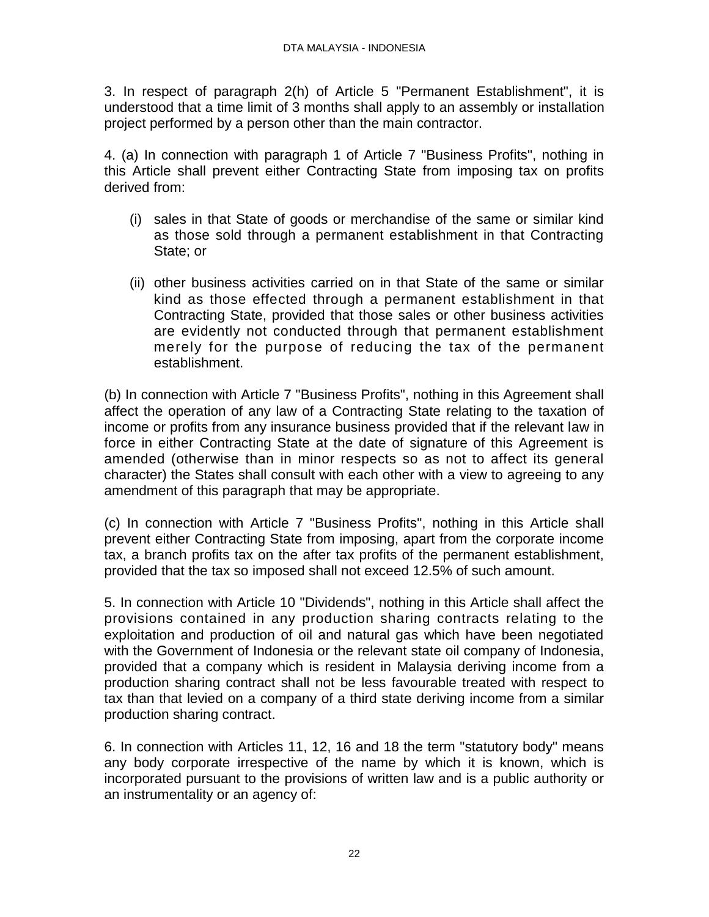3. In respect of paragraph 2(h) of Article 5 "Permanent Establishment", it is understood that a time limit of 3 months shall apply to an assembly or installation project performed by a person other than the main contractor.

4. (a) In connection with paragraph 1 of Article 7 "Business Profits", nothing in this Article shall prevent either Contracting State from imposing tax on profits derived from:

(i) sales in that State of goods or merchandise of the same or similar kind as those sold through a permanent establishment in that Contracting State; or

(ii) other business activities carried on in that State of the same or similar kind as those effected through a permanent establishment in that Contracting State, provided that those sales or other business activities are evidently not conducted through that permanent establishment merely for the purpose of reducing the tax of the permanent establishment.

(b) In connection with Article 7 "Business Profits", nothing in this Agreement shall affect the operation of any law of a Contracting State relating to the taxation of income or profits from any insurance business provided that if the relevant law in force in either Contracting State at the date of signature of this Agreement is amended (otherwise than in minor respects so as not to affect its general character) the States shall consult with each other with a view to agreeing to any amendment of this paragraph that may be appropriate.

(c) In connection with Article 7 "Business Profits", nothing in this Article shall prevent either Contracting State from imposing, apart from the corporate income tax, a branch profits tax on the after tax profits of the permanent establishment, provided that the tax so imposed shall not exceed 12.5% of such amount.

5. In connection with Article 10 "Dividends", nothing in this Article shall affect the provisions contained in any production sharing contracts relating to the exploitation and production of oil and natural gas which have been negotiated with the Government of Indonesia or the relevant state oil company of Indonesia, provided that a company which is resident in Malaysia deriving income from a production sharing contract shall not be less favourable treated with respect to tax than that levied on a company of a third state deriving income from a similar production sharing contract.

6. In connection with Articles 11, 12, 16 and 18 the term "statutory body" means any body corporate irrespective of the name by which it is known, which is incorporated pursuant to the provisions of written law and is a public authority or an instrumentality or an agency of: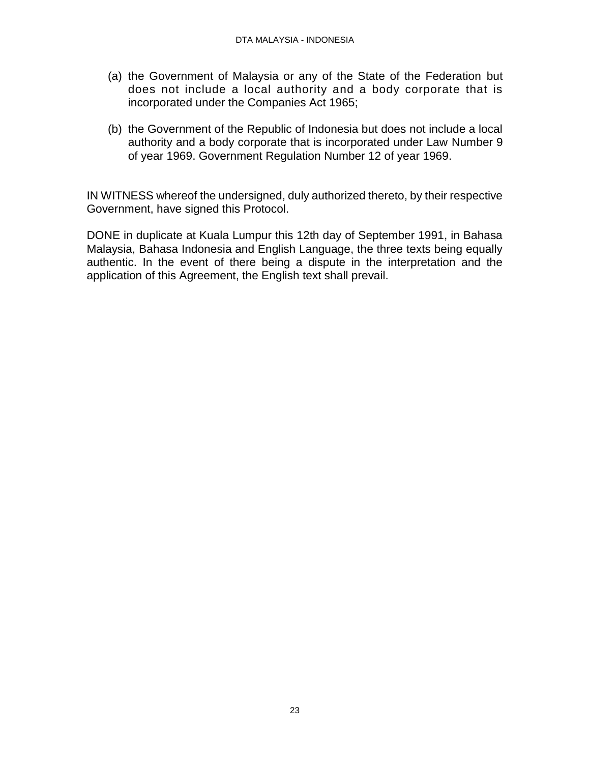(a) the Government of Malaysia or any of the State of the Federation but does not include a local authority and a body corporate that is incorporated under the Companies Act 1965;

(b) the Government of the Republic of Indonesia but does not include a local authority and a body corporate that is incorporated under Law Number 9 of year 1969. Government Regulation Number 12 of year 1969.

IN WITNESS whereof the undersigned, duly authorized thereto, by their respective Government, have signed this Protocol.

DONE in duplicate at Kuala Lumpur this 12th day of September 1991, in Bahasa Malaysia, Bahasa Indonesia and English Language, the three texts being equally authentic. In the event of there being a dispute in the interpretation and the application of this Agreement, the English text shall prevail.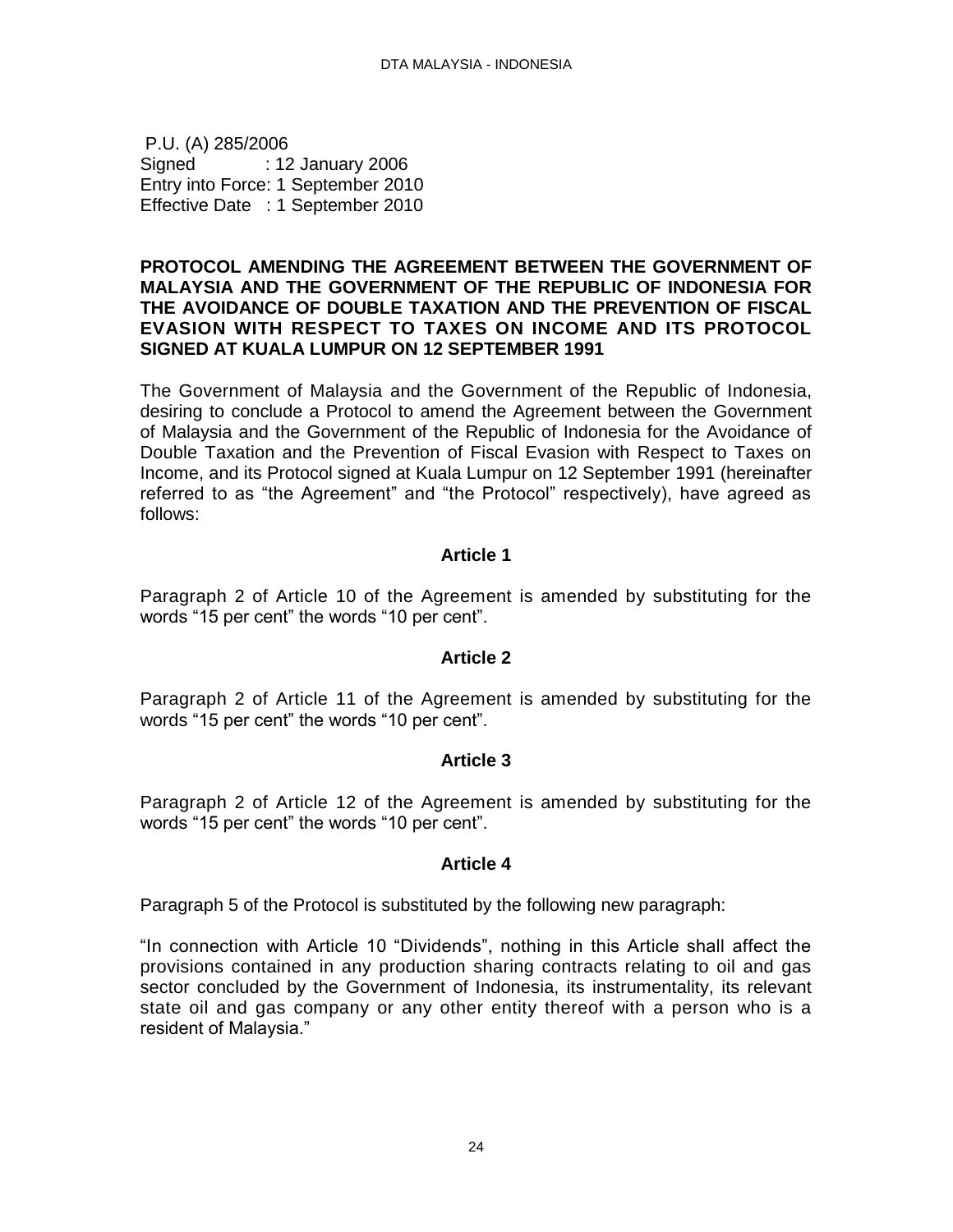P.U. (A) 285/2006
Signed : 12 January 2006
Entry into Force: 1 September 2010
Effective Date : 1 September 2010

## PROTOCOL AMENDING THE AGREEMENT BETWEEN THE GOVERNMENT OF MALAYSIA AND THE GOVERNMENT OF THE REPUBLIC OF INDONESIA FOR THE AVOIDANCE OF DOUBLE TAXATION AND THE PREVENTION OF FISCAL EVASION WITH RESPECT TO TAXES ON INCOME AND ITS PROTOCOL SIGNED AT KUALA LUMPUR ON 12 SEPTEMBER 1991

The Government of Malaysia and the Government of the Republic of Indonesia, desiring to conclude a Protocol to amend the Agreement between the Government of Malaysia and the Government of the Republic of Indonesia for the Avoidance of Double Taxation and the Prevention of Fiscal Evasion with Respect to Taxes on Income, and its Protocol signed at Kuala Lumpur on 12 September 1991 (hereinafter referred to as "the Agreement" and "the Protocol" respectively), have agreed as follows:

### Article 1

Paragraph 2 of Article 10 of the Agreement is amended by substituting for the words "15 per cent" the words "10 per cent".

### Article 2

Paragraph 2 of Article 11 of the Agreement is amended by substituting for the words "15 per cent" the words "10 per cent".

### Article 3

Paragraph 2 of Article 12 of the Agreement is amended by substituting for the words "15 per cent" the words "10 per cent".

### Article 4

Paragraph 5 of the Protocol is substituted by the following new paragraph:

"In connection with Article 10 "Dividends", nothing in this Article shall affect the provisions contained in any production sharing contracts relating to oil and gas sector concluded by the Government of Indonesia, its instrumentality, its relevant state oil and gas company or any other entity thereof with a person who is a resident of Malaysia."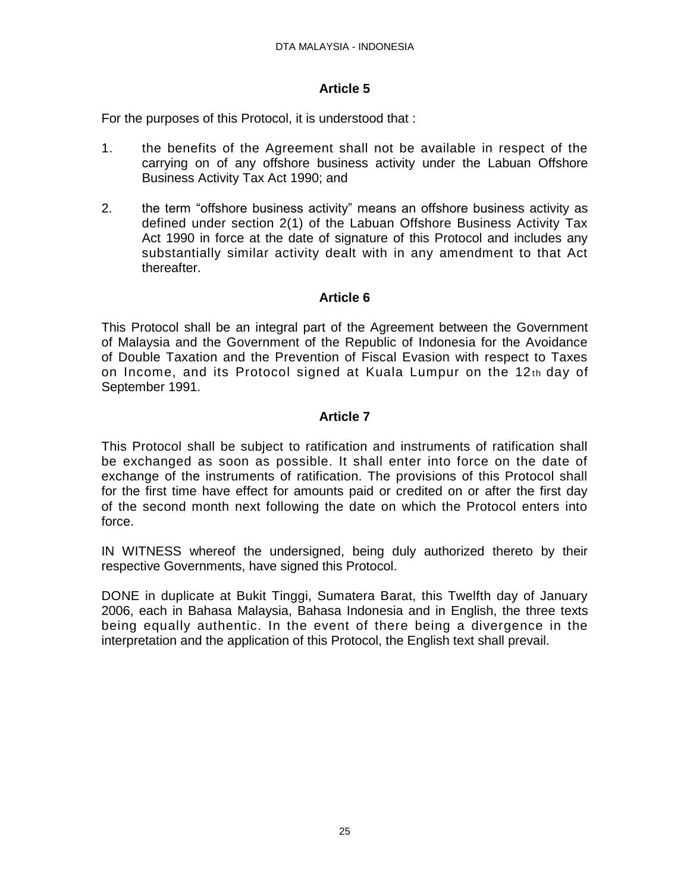## Article 5

For the purposes of this Protocol, it is understood that :

1. the benefits of the Agreement shall not be available in respect of the carrying on of any offshore business activity under the Labuan Offshore Business Activity Tax Act 1990; and

2. the term "offshore business activity" means an offshore business activity as defined under section 2(1) of the Labuan Offshore Business Activity Tax Act 1990 in force at the date of signature of this Protocol and includes any substantially similar activity dealt with in any amendment to that Act thereafter.

## Article 6

This Protocol shall be an integral part of the Agreement between the Government of Malaysia and the Government of the Republic of Indonesia for the Avoidance of Double Taxation and the Prevention of Fiscal Evasion with respect to Taxes on Income, and its Protocol signed at Kuala Lumpur on the 12th day of September 1991.

## Article 7

This Protocol shall be subject to ratification and instruments of ratification shall be exchanged as soon as possible. It shall enter into force on the date of exchange of the instruments of ratification. The provisions of this Protocol shall for the first time have effect for amounts paid or credited on or after the first day of the second month next following the date on which the Protocol enters into force.

IN WITNESS whereof the undersigned, being duly authorized thereto by their respective Governments, have signed this Protocol.

DONE in duplicate at Bukit Tinggi, Sumatera Barat, this Twelfth day of January 2006, each in Bahasa Malaysia, Bahasa Indonesia and in English, the three texts being equally authentic. In the event of there being a divergence in the interpretation and the application of this Protocol, the English text shall prevail.